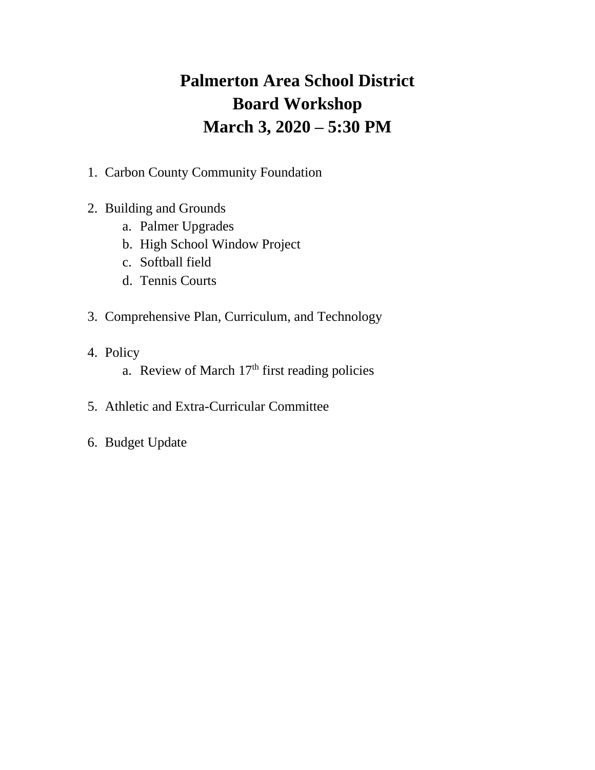# Palmerton Area School District
# Board Workshop
# March 3, 2020 – 5:30 PM

1. Carbon County Community Foundation

2. Building and Grounds
    a. Palmer Upgrades
    b. High School Window Project
    c. Softball field
    d. Tennis Courts

3. Comprehensive Plan, Curriculum, and Technology

4. Policy
    a. Review of March 17th first reading policies

5. Athletic and Extra-Curricular Committee

6. Budget Update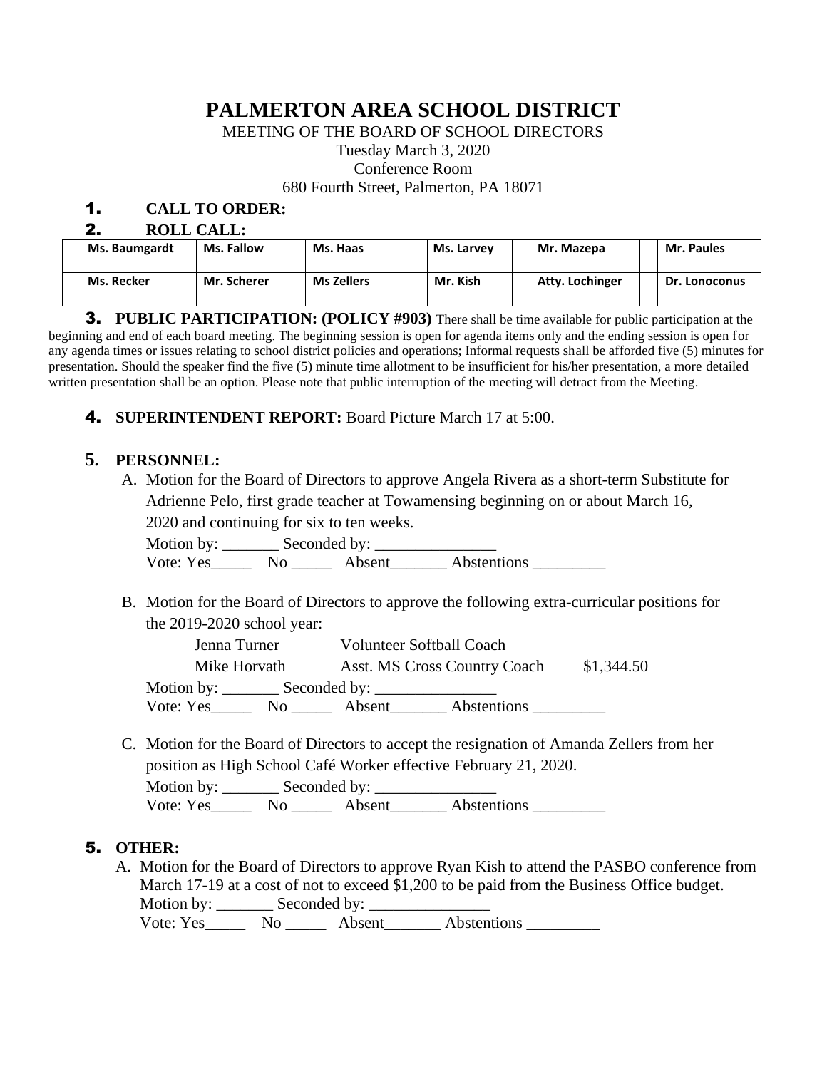# PALMERTON AREA SCHOOL DISTRICT

MEETING OF THE BOARD OF SCHOOL DIRECTORS

Tuesday March 3, 2020

Conference Room

680 Fourth Street, Palmerton, PA 18071

**1. CALL TO ORDER:**

**2. ROLL CALL:**

| | Ms. Baumgardt | | Ms. Fallow | | Ms. Haas | | Ms. Larvey | | Mr. Mazepa | | Mr. Paules |
|---|---|---|---|---|---|---|---|---|---|---|---|
| | Ms. Recker | | Mr. Scherer | | Ms Zellers | | Mr. Kish | | Atty. Lochinger | | Dr. Lonoconus |

**3. PUBLIC PARTICIPATION: (POLICY #903)** There shall be time available for public participation at the beginning and end of each board meeting. The beginning session is open for agenda items only and the ending session is open for any agenda times or issues relating to school district policies and operations; Informal requests shall be afforded five (5) minutes for presentation. Should the speaker find the five (5) minute time allotment to be insufficient for his/her presentation, a more detailed written presentation shall be an option. Please note that public interruption of the meeting will detract from the Meeting.

**4. SUPERINTENDENT REPORT:** Board Picture March 17 at 5:00.

**5. PERSONNEL:**

A. Motion for the Board of Directors to approve Angela Rivera as a short-term Substitute for Adrienne Pelo, first grade teacher at Towamensing beginning on or about March 16, 2020 and continuing for six to ten weeks.

Motion by: _______ Seconded by: _______________

Vote: Yes_____ No _____ Absent_______ Abstentions _________

B. Motion for the Board of Directors to approve the following extra-curricular positions for the 2019-2020 school year:

| | | |
|---|---|---|
| Jenna Turner | Volunteer Softball Coach | |
| Mike Horvath | Asst. MS Cross Country Coach | $1,344.50 |

Motion by: _______ Seconded by: _______________

Vote: Yes_____ No _____ Absent_______ Abstentions _________

C. Motion for the Board of Directors to accept the resignation of Amanda Zellers from her position as High School Café Worker effective February 21, 2020.

Motion by: _______ Seconded by: _______________

Vote: Yes_____ No _____ Absent_______ Abstentions _________

**5. OTHER:**

A. Motion for the Board of Directors to approve Ryan Kish to attend the PASBO conference from March 17-19 at a cost of not to exceed $1,200 to be paid from the Business Office budget.

Motion by: _______ Seconded by: _______________

Vote: Yes_____ No _____ Absent_______ Abstentions _________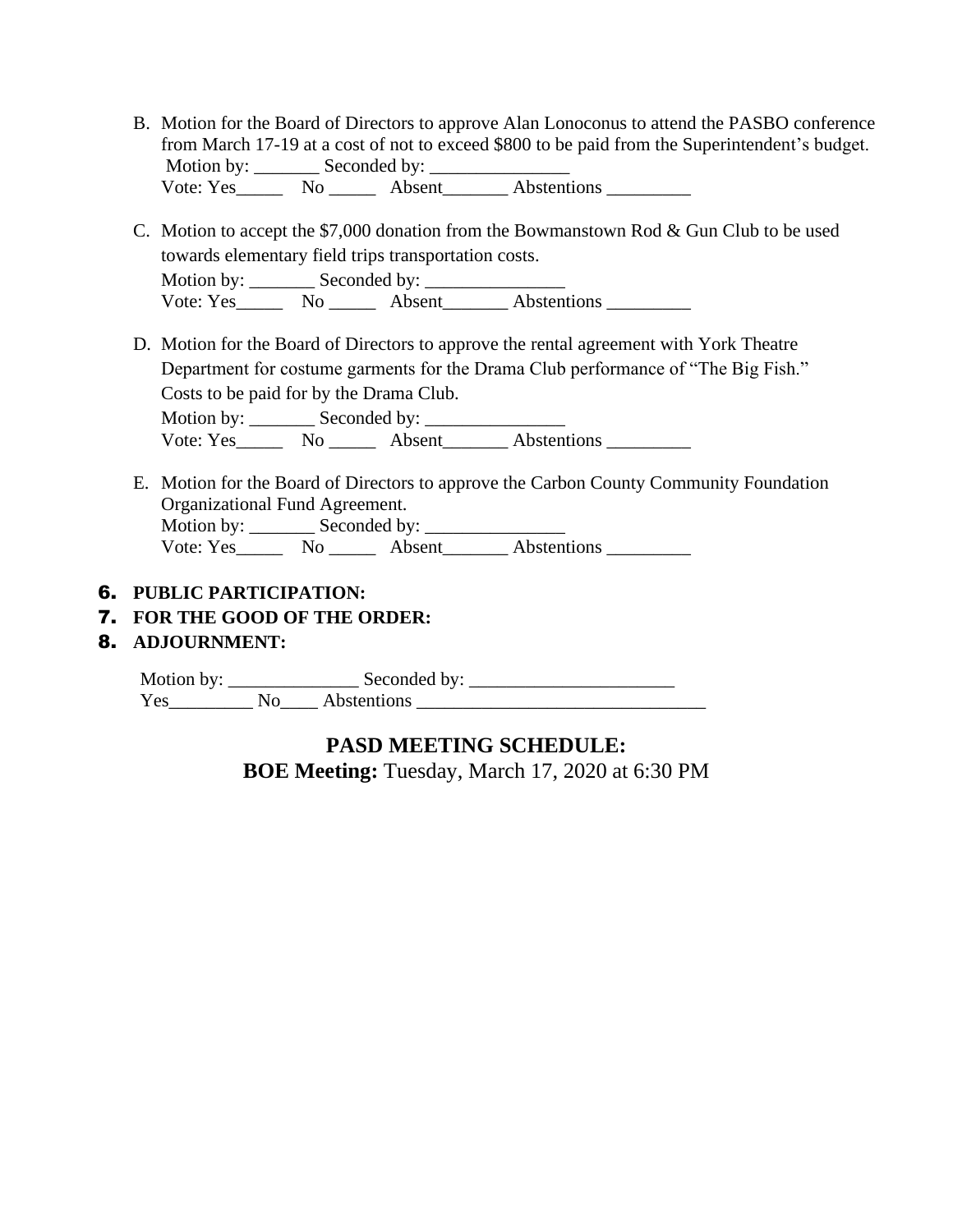B. Motion for the Board of Directors to approve Alan Lonoconus to attend the PASBO conference from March 17-19 at a cost of not to exceed $800 to be paid from the Superintendent's budget.
   Motion by: _______ Seconded by: _______________
   Vote: Yes_____ No _____ Absent_______ Abstentions _________

C. Motion to accept the $7,000 donation from the Bowmanstown Rod & Gun Club to be used towards elementary field trips transportation costs.
   Motion by: _______ Seconded by: _______________
   Vote: Yes_____ No _____ Absent_______ Abstentions _________

D. Motion for the Board of Directors to approve the rental agreement with York Theatre Department for costume garments for the Drama Club performance of "The Big Fish." Costs to be paid for by the Drama Club.
   Motion by: _______ Seconded by: _______________
   Vote: Yes_____ No _____ Absent_______ Abstentions _________

E. Motion for the Board of Directors to approve the Carbon County Community Foundation Organizational Fund Agreement.
   Motion by: _______ Seconded by: _______________
   Vote: Yes_____ No _____ Absent_______ Abstentions _________

6. **PUBLIC PARTICIPATION:**
7. **FOR THE GOOD OF THE ORDER:**
8. **ADJOURNMENT:**

   Motion by: ______________ Seconded by: ______________________
   Yes_________ No____ Abstentions _______________________________

## PASD MEETING SCHEDULE:

**BOE Meeting:** Tuesday, March 17, 2020 at 6:30 PM